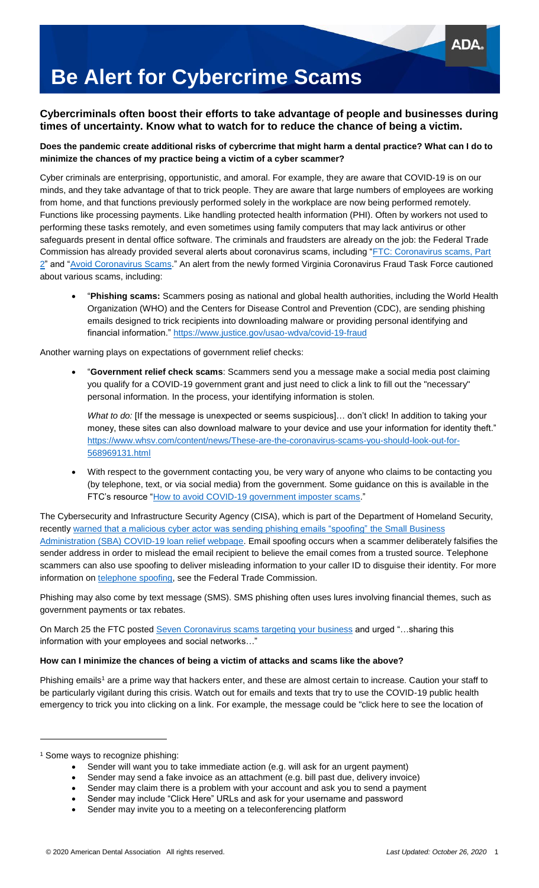# Be Alert for Cybercrime Scams

## Cybercriminals often boost their efforts to take advantage of people and businesses during times of uncertainty. Know what to watch for to reduce the chance of being a victim.

**Does the pandemic create additional risks of cybercrime that might harm a dental practice? What can I do to minimize the chances of my practice being a victim of a cyber scammer?**

Cyber criminals are enterprising, opportunistic, and amoral. For example, they are aware that COVID-19 is on our minds, and they take advantage of that to trick people. They are aware that large numbers of employees are working from home, and that functions previously performed solely in the workplace are now being performed remotely. Functions like processing payments. Like handling protected health information (PHI). Often by workers not used to performing these tasks remotely, and even sometimes using family computers that may lack antivirus or other safeguards present in dental office software. The criminals and fraudsters are already on the job: the Federal Trade Commission has already provided several alerts about coronavirus scams, including "FTC: Coronavirus scams, Part 2" and "Avoid Coronavirus Scams." An alert from the newly formed Virginia Coronavirus Fraud Task Force cautioned about various scams, including:

- "**Phishing scams:** Scammers posing as national and global health authorities, including the World Health Organization (WHO) and the Centers for Disease Control and Prevention (CDC), are sending phishing emails designed to trick recipients into downloading malware or providing personal identifying and financial information." https://www.justice.gov/usao-wdva/covid-19-fraud

Another warning plays on expectations of government relief checks:

- "**Government relief check scams**: Scammers send you a message make a social media post claiming you qualify for a COVID-19 government grant and just need to click a link to fill out the "necessary" personal information. In the process, your identifying information is stolen.

  *What to do:* [If the message is unexpected or seems suspicious]… don't click! In addition to taking your money, these sites can also download malware to your device and use your information for identity theft." https://www.whsv.com/content/news/These-are-the-coronavirus-scams-you-should-look-out-for-568969131.html

- With respect to the government contacting you, be very wary of anyone who claims to be contacting you (by telephone, text, or via social media) from the government. Some guidance on this is available in the FTC's resource "How to avoid COVID-19 government imposter scams."

The Cybersecurity and Infrastructure Security Agency (CISA), which is part of the Department of Homeland Security, recently warned that a malicious cyber actor was sending phishing emails "spoofing" the Small Business Administration (SBA) COVID-19 loan relief webpage. Email spoofing occurs when a scammer deliberately falsifies the sender address in order to mislead the email recipient to believe the email comes from a trusted source. Telephone scammers can also use spoofing to deliver misleading information to your caller ID to disguise their identity. For more information on telephone spoofing, see the Federal Trade Commission.

Phishing may also come by text message (SMS). SMS phishing often uses lures involving financial themes, such as government payments or tax rebates.

On March 25 the FTC posted Seven Coronavirus scams targeting your business and urged "…sharing this information with your employees and social networks…"

**How can I minimize the chances of being a victim of attacks and scams like the above?**

Phishing emails[1] are a prime way that hackers enter, and these are almost certain to increase. Caution your staff to be particularly vigilant during this crisis. Watch out for emails and texts that try to use the COVID-19 public health emergency to trick you into clicking on a link. For example, the message could be "click here to see the location of

---

[1] Some ways to recognize phishing:

- Sender will want you to take immediate action (e.g. will ask for an urgent payment)
- Sender may send a fake invoice as an attachment (e.g. bill past due, delivery invoice)
- Sender may claim there is a problem with your account and ask you to send a payment
- Sender may include "Click Here" URLs and ask for your username and password
- Sender may invite you to a meeting on a teleconferencing platform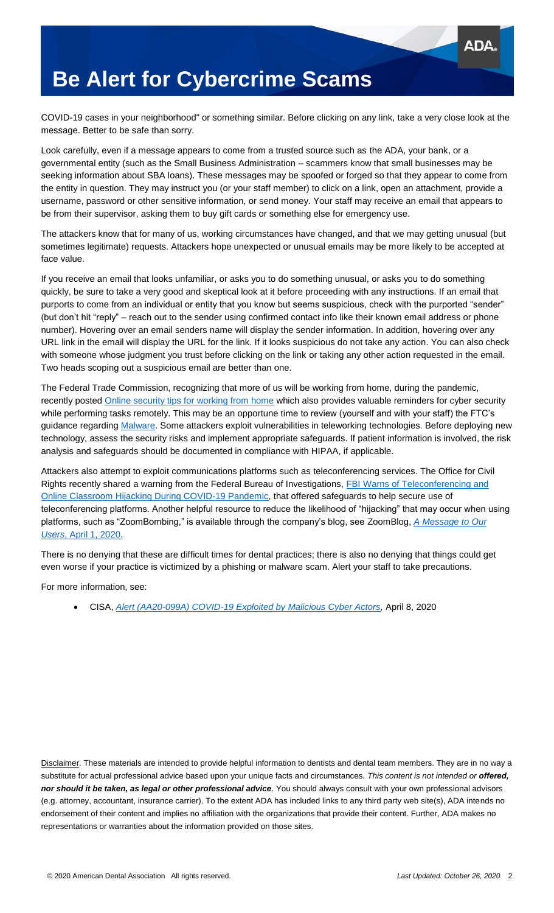# Be Alert for Cybercrime Scams

COVID-19 cases in your neighborhood" or something similar. Before clicking on any link, take a very close look at the message. Better to be safe than sorry.

Look carefully, even if a message appears to come from a trusted source such as the ADA, your bank, or a governmental entity (such as the Small Business Administration – scammers know that small businesses may be seeking information about SBA loans). These messages may be spoofed or forged so that they appear to come from the entity in question. They may instruct you (or your staff member) to click on a link, open an attachment, provide a username, password or other sensitive information, or send money. Your staff may receive an email that appears to be from their supervisor, asking them to buy gift cards or something else for emergency use.

The attackers know that for many of us, working circumstances have changed, and that we may getting unusual (but sometimes legitimate) requests. Attackers hope unexpected or unusual emails may be more likely to be accepted at face value.

If you receive an email that looks unfamiliar, or asks you to do something unusual, or asks you to do something quickly, be sure to take a very good and skeptical look at it before proceeding with any instructions. If an email that purports to come from an individual or entity that you know but seems suspicious, check with the purported "sender" (but don't hit "reply" – reach out to the sender using confirmed contact info like their known email address or phone number). Hovering over an email senders name will display the sender information. In addition, hovering over any URL link in the email will display the URL for the link. If it looks suspicious do not take any action. You can also check with someone whose judgment you trust before clicking on the link or taking any other action requested in the email. Two heads scoping out a suspicious email are better than one.

The Federal Trade Commission, recognizing that more of us will be working from home, during the pandemic, recently posted Online security tips for working from home which also provides valuable reminders for cyber security while performing tasks remotely. This may be an opportune time to review (yourself and with your staff) the FTC's guidance regarding Malware. Some attackers exploit vulnerabilities in teleworking technologies. Before deploying new technology, assess the security risks and implement appropriate safeguards. If patient information is involved, the risk analysis and safeguards should be documented in compliance with HIPAA, if applicable.

Attackers also attempt to exploit communications platforms such as teleconferencing services. The Office for Civil Rights recently shared a warning from the Federal Bureau of Investigations, FBI Warns of Teleconferencing and Online Classroom Hijacking During COVID-19 Pandemic, that offered safeguards to help secure use of teleconferencing platforms. Another helpful resource to reduce the likelihood of "hijacking" that may occur when using platforms, such as "ZoomBombing," is available through the company's blog, see ZoomBlog, *A Message to Our Users*, April 1, 2020.

There is no denying that these are difficult times for dental practices; there is also no denying that things could get even worse if your practice is victimized by a phishing or malware scam. Alert your staff to take precautions.

For more information, see:

- CISA, *Alert (AA20-099A) COVID-19 Exploited by Malicious Cyber Actors,* April 8, 2020

Disclaimer. These materials are intended to provide helpful information to dentists and dental team members. They are in no way a substitute for actual professional advice based upon your unique facts and circumstances. *This content is not intended or **offered, nor should it be taken, as legal or other professional advice***. You should always consult with your own professional advisors (e.g. attorney, accountant, insurance carrier). To the extent ADA has included links to any third party web site(s), ADA intends no endorsement of their content and implies no affiliation with the organizations that provide their content. Further, ADA makes no representations or warranties about the information provided on those sites.

© 2020 American Dental Association All rights reserved. *Last Updated: October 26, 2020*